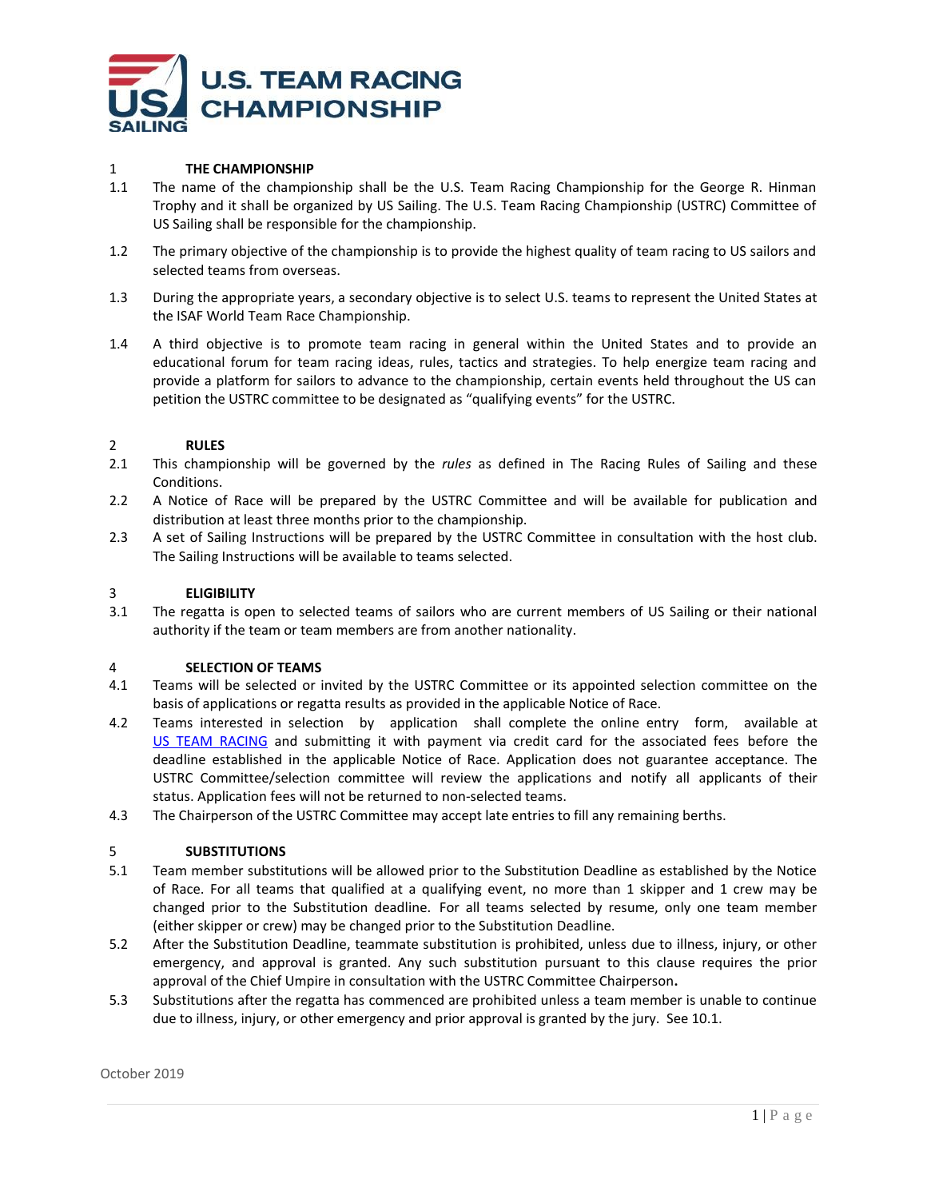# U.S. TEAM RACING CHAMPIONSHIP

## 1 THE CHAMPIONSHIP

1.1 The name of the championship shall be the U.S. Team Racing Championship for the George R. Hinman Trophy and it shall be organized by US Sailing. The U.S. Team Racing Championship (USTRC) Committee of US Sailing shall be responsible for the championship.

1.2 The primary objective of the championship is to provide the highest quality of team racing to US sailors and selected teams from overseas.

1.3 During the appropriate years, a secondary objective is to select U.S. teams to represent the United States at the ISAF World Team Race Championship.

1.4 A third objective is to promote team racing in general within the United States and to provide an educational forum for team racing ideas, rules, tactics and strategies. To help energize team racing and provide a platform for sailors to advance to the championship, certain events held throughout the US can petition the USTRC committee to be designated as "qualifying events" for the USTRC.

## 2 RULES

2.1 This championship will be governed by the *rules* as defined in The Racing Rules of Sailing and these Conditions.

2.2 A Notice of Race will be prepared by the USTRC Committee and will be available for publication and distribution at least three months prior to the championship.

2.3 A set of Sailing Instructions will be prepared by the USTRC Committee in consultation with the host club. The Sailing Instructions will be available to teams selected.

## 3 ELIGIBILITY

3.1 The regatta is open to selected teams of sailors who are current members of US Sailing or their national authority if the team or team members are from another nationality.

## 4 SELECTION OF TEAMS

4.1 Teams will be selected or invited by the USTRC Committee or its appointed selection committee on the basis of applications or regatta results as provided in the applicable Notice of Race.

4.2 Teams interested in selection by application shall complete the online entry form, available at US TEAM RACING and submitting it with payment via credit card for the associated fees before the deadline established in the applicable Notice of Race. Application does not guarantee acceptance. The USTRC Committee/selection committee will review the applications and notify all applicants of their status. Application fees will not be returned to non-selected teams.

4.3 The Chairperson of the USTRC Committee may accept late entries to fill any remaining berths.

## 5 SUBSTITUTIONS

5.1 Team member substitutions will be allowed prior to the Substitution Deadline as established by the Notice of Race. For all teams that qualified at a qualifying event, no more than 1 skipper and 1 crew may be changed prior to the Substitution deadline. For all teams selected by resume, only one team member (either skipper or crew) may be changed prior to the Substitution Deadline.

5.2 After the Substitution Deadline, teammate substitution is prohibited, unless due to illness, injury, or other emergency, and approval is granted. Any such substitution pursuant to this clause requires the prior approval of the Chief Umpire in consultation with the USTRC Committee Chairperson**.**

5.3 Substitutions after the regatta has commenced are prohibited unless a team member is unable to continue due to illness, injury, or other emergency and prior approval is granted by the jury. See 10.1.

October 2019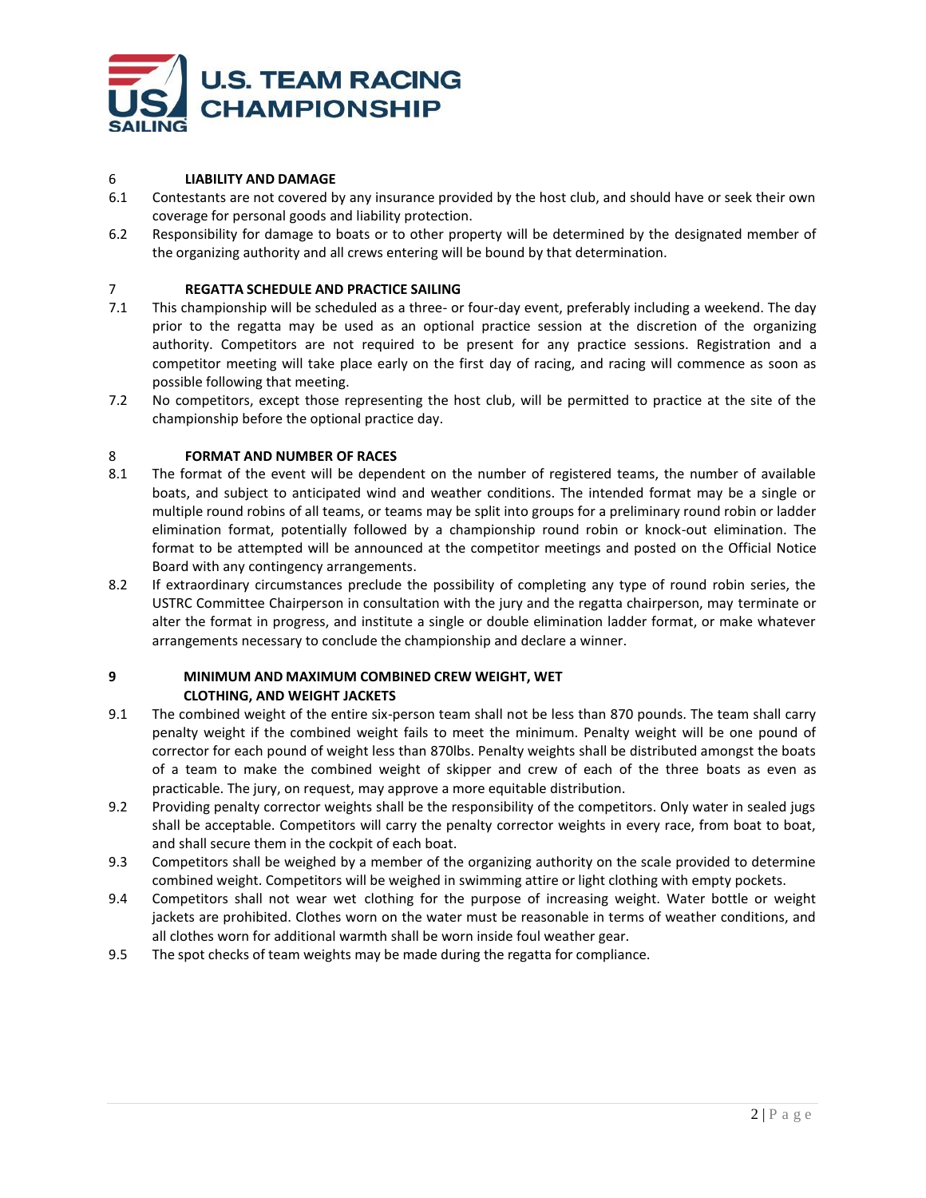## 6 LIABILITY AND DAMAGE

6.1 Contestants are not covered by any insurance provided by the host club, and should have or seek their own coverage for personal goods and liability protection.

6.2 Responsibility for damage to boats or to other property will be determined by the designated member of the organizing authority and all crews entering will be bound by that determination.

## 7 REGATTA SCHEDULE AND PRACTICE SAILING

7.1 This championship will be scheduled as a three- or four-day event, preferably including a weekend. The day prior to the regatta may be used as an optional practice session at the discretion of the organizing authority. Competitors are not required to be present for any practice sessions. Registration and a competitor meeting will take place early on the first day of racing, and racing will commence as soon as possible following that meeting.

7.2 No competitors, except those representing the host club, will be permitted to practice at the site of the championship before the optional practice day.

## 8 FORMAT AND NUMBER OF RACES

8.1 The format of the event will be dependent on the number of registered teams, the number of available boats, and subject to anticipated wind and weather conditions. The intended format may be a single or multiple round robins of all teams, or teams may be split into groups for a preliminary round robin or ladder elimination format, potentially followed by a championship round robin or knock-out elimination. The format to be attempted will be announced at the competitor meetings and posted on the Official Notice Board with any contingency arrangements.

8.2 If extraordinary circumstances preclude the possibility of completing any type of round robin series, the USTRC Committee Chairperson in consultation with the jury and the regatta chairperson, may terminate or alter the format in progress, and institute a single or double elimination ladder format, or make whatever arrangements necessary to conclude the championship and declare a winner.

## 9 MINIMUM AND MAXIMUM COMBINED CREW WEIGHT, WET CLOTHING, AND WEIGHT JACKETS

9.1 The combined weight of the entire six-person team shall not be less than 870 pounds. The team shall carry penalty weight if the combined weight fails to meet the minimum. Penalty weight will be one pound of corrector for each pound of weight less than 870lbs. Penalty weights shall be distributed amongst the boats of a team to make the combined weight of skipper and crew of each of the three boats as even as practicable. The jury, on request, may approve a more equitable distribution.

9.2 Providing penalty corrector weights shall be the responsibility of the competitors. Only water in sealed jugs shall be acceptable. Competitors will carry the penalty corrector weights in every race, from boat to boat, and shall secure them in the cockpit of each boat.

9.3 Competitors shall be weighed by a member of the organizing authority on the scale provided to determine combined weight. Competitors will be weighed in swimming attire or light clothing with empty pockets.

9.4 Competitors shall not wear wet clothing for the purpose of increasing weight. Water bottle or weight jackets are prohibited. Clothes worn on the water must be reasonable in terms of weather conditions, and all clothes worn for additional warmth shall be worn inside foul weather gear.

9.5 The spot checks of team weights may be made during the regatta for compliance.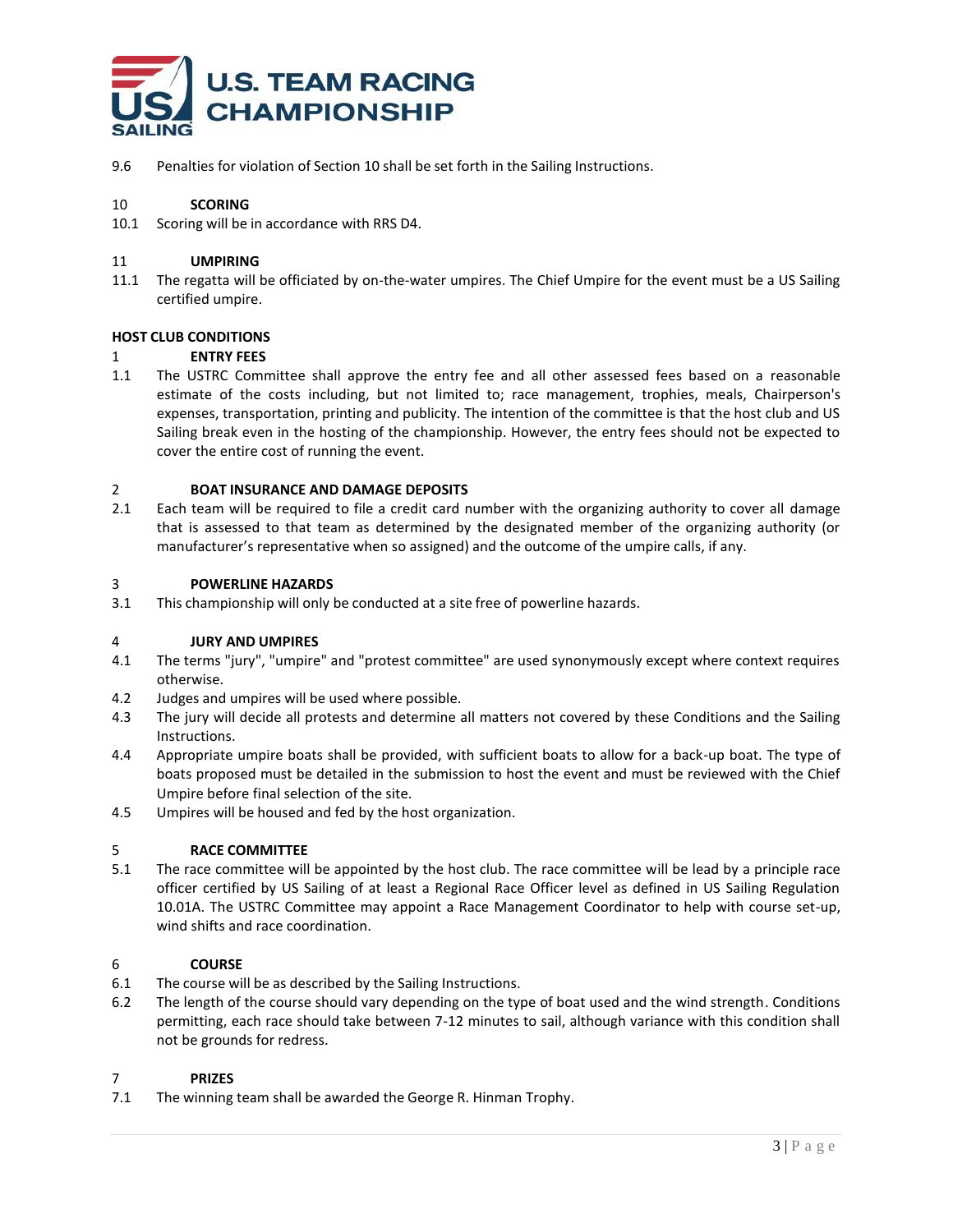9.6 Penalties for violation of Section 10 shall be set forth in the Sailing Instructions.

## 10 SCORING

10.1 Scoring will be in accordance with RRS D4.

## 11 UMPIRING

11.1 The regatta will be officiated by on-the-water umpires. The Chief Umpire for the event must be a US Sailing certified umpire.

# HOST CLUB CONDITIONS

## 1 ENTRY FEES

1.1 The USTRC Committee shall approve the entry fee and all other assessed fees based on a reasonable estimate of the costs including, but not limited to; race management, trophies, meals, Chairperson's expenses, transportation, printing and publicity. The intention of the committee is that the host club and US Sailing break even in the hosting of the championship. However, the entry fees should not be expected to cover the entire cost of running the event.

## 2 BOAT INSURANCE AND DAMAGE DEPOSITS

2.1 Each team will be required to file a credit card number with the organizing authority to cover all damage that is assessed to that team as determined by the designated member of the organizing authority (or manufacturer's representative when so assigned) and the outcome of the umpire calls, if any.

## 3 POWERLINE HAZARDS

3.1 This championship will only be conducted at a site free of powerline hazards.

## 4 JURY AND UMPIRES

4.1 The terms "jury", "umpire" and "protest committee" are used synonymously except where context requires otherwise.

4.2 Judges and umpires will be used where possible.

4.3 The jury will decide all protests and determine all matters not covered by these Conditions and the Sailing Instructions.

4.4 Appropriate umpire boats shall be provided, with sufficient boats to allow for a back-up boat. The type of boats proposed must be detailed in the submission to host the event and must be reviewed with the Chief Umpire before final selection of the site.

4.5 Umpires will be housed and fed by the host organization.

## 5 RACE COMMITTEE

5.1 The race committee will be appointed by the host club. The race committee will be lead by a principle race officer certified by US Sailing of at least a Regional Race Officer level as defined in US Sailing Regulation 10.01A. The USTRC Committee may appoint a Race Management Coordinator to help with course set-up, wind shifts and race coordination.

## 6 COURSE

6.1 The course will be as described by the Sailing Instructions.

6.2 The length of the course should vary depending on the type of boat used and the wind strength. Conditions permitting, each race should take between 7-12 minutes to sail, although variance with this condition shall not be grounds for redress.

## 7 PRIZES

7.1 The winning team shall be awarded the George R. Hinman Trophy.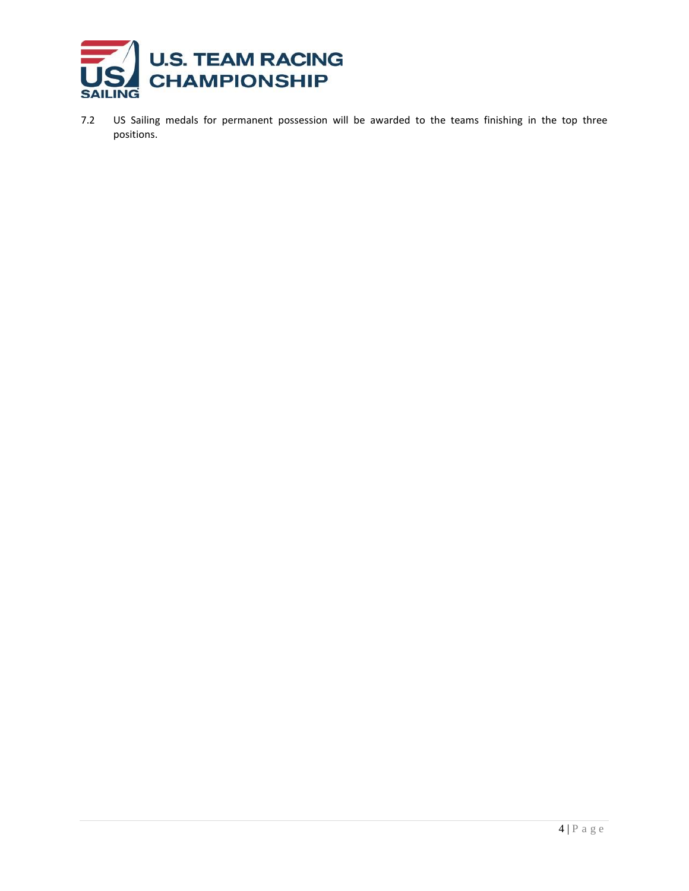7.2 US Sailing medals for permanent possession will be awarded to the teams finishing in the top three positions.